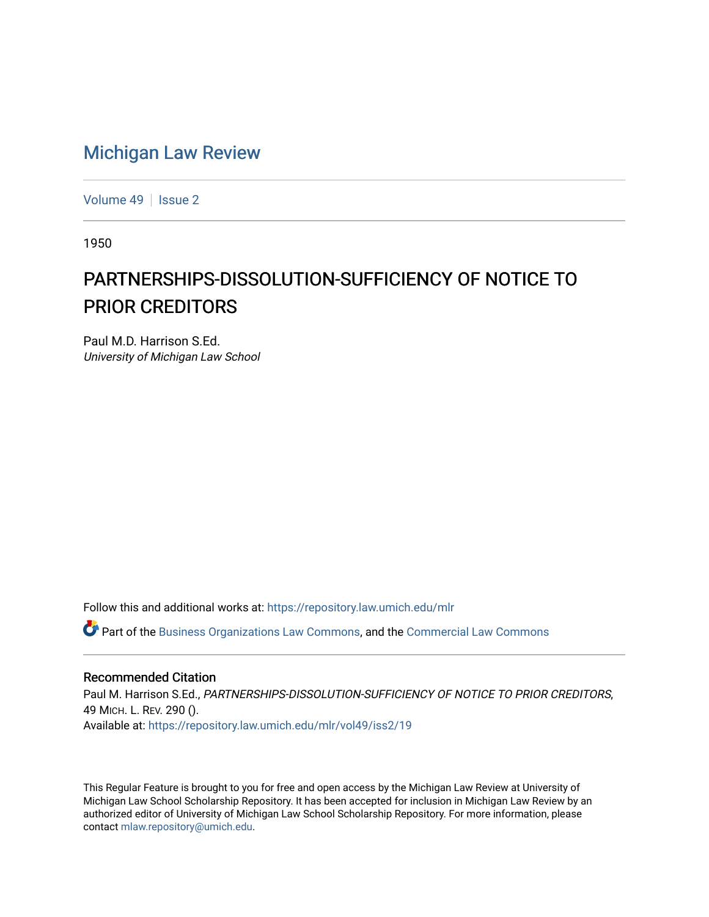# Michigan Law Review

Volume 49 | Issue 2

1950

## PARTNERSHIPS-DISSOLUTION-SUFFICIENCY OF NOTICE TO PRIOR CREDITORS

Paul M.D. Harrison S.Ed.
*University of Michigan Law School*

Follow this and additional works at: https://repository.law.umich.edu/mlr

Part of the Business Organizations Law Commons, and the Commercial Law Commons

### Recommended Citation

Paul M. Harrison S.Ed., *PARTNERSHIPS-DISSOLUTION-SUFFICIENCY OF NOTICE TO PRIOR CREDITORS*, 49 Mich. L. Rev. 290 ().
Available at: https://repository.law.umich.edu/mlr/vol49/iss2/19

This Regular Feature is brought to you for free and open access by the Michigan Law Review at University of Michigan Law School Scholarship Repository. It has been accepted for inclusion in Michigan Law Review by an authorized editor of University of Michigan Law School Scholarship Repository. For more information, please contact mlaw.repository@umich.edu.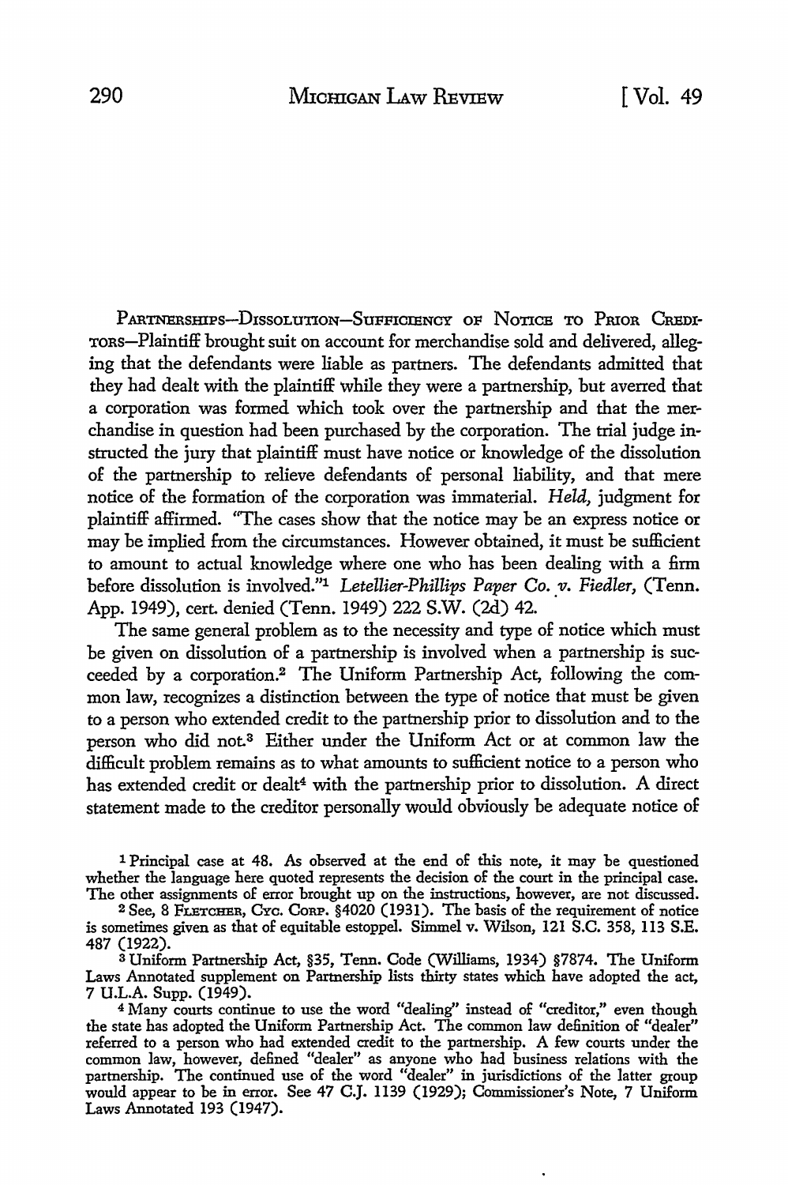PARTNERSHIPS—DISSOLUTION—SUFFICIENCY OF NOTICE TO PRIOR CREDITORS—Plaintiff brought suit on account for merchandise sold and delivered, alleging that the defendants were liable as partners. The defendants admitted that they had dealt with the plaintiff while they were a partnership, but averred that a corporation was formed which took over the partnership and that the merchandise in question had been purchased by the corporation. The trial judge instructed the jury that plaintiff must have notice or knowledge of the dissolution of the partnership to relieve defendants of personal liability, and that mere notice of the formation of the corporation was immaterial. *Held,* judgment for plaintiff affirmed. "The cases show that the notice may be an express notice or may be implied from the circumstances. However obtained, it must be sufficient to amount to actual knowledge where one who has been dealing with a firm before dissolution is involved."[1] *Letellier-Phillips Paper Co. v. Fiedler,* (Tenn. App. 1949), cert. denied (Tenn. 1949) 222 S.W. (2d) 42.

The same general problem as to the necessity and type of notice which must be given on dissolution of a partnership is involved when a partnership is succeeded by a corporation.[2] The Uniform Partnership Act, following the common law, recognizes a distinction between the type of notice that must be given to a person who extended credit to the partnership prior to dissolution and to the person who did not.[3] Either under the Uniform Act or at common law the difficult problem remains as to what amounts to sufficient notice to a person who has extended credit or dealt[4] with the partnership prior to dissolution. A direct statement made to the creditor personally would obviously be adequate notice of

---

[1] Principal case at 48. As observed at the end of this note, it may be questioned whether the language here quoted represents the decision of the court in the principal case. The other assignments of error brought up on the instructions, however, are not discussed.

[2] See, 8 FLETCHER, CYC. CORP. §4020 (1931). The basis of the requirement of notice is sometimes given as that of equitable estoppel. Simmel v. Wilson, 121 S.C. 358, 113 S.E. 487 (1922).

[3] Uniform Partnership Act, §35, Tenn. Code (Williams, 1934) §7874. The Uniform Laws Annotated supplement on Partnership lists thirty states which have adopted the act, 7 U.L.A. Supp. (1949).

[4] Many courts continue to use the word "dealing" instead of "creditor," even though the state has adopted the Uniform Partnership Act. The common law definition of "dealer" referred to a person who had extended credit to the partnership. A few courts under the common law, however, defined "dealer" as anyone who had business relations with the partnership. The continued use of the word "dealer" in jurisdictions of the latter group would appear to be in error. See 47 C.J. 1139 (1929); Commissioner's Note, 7 Uniform Laws Annotated 193 (1947).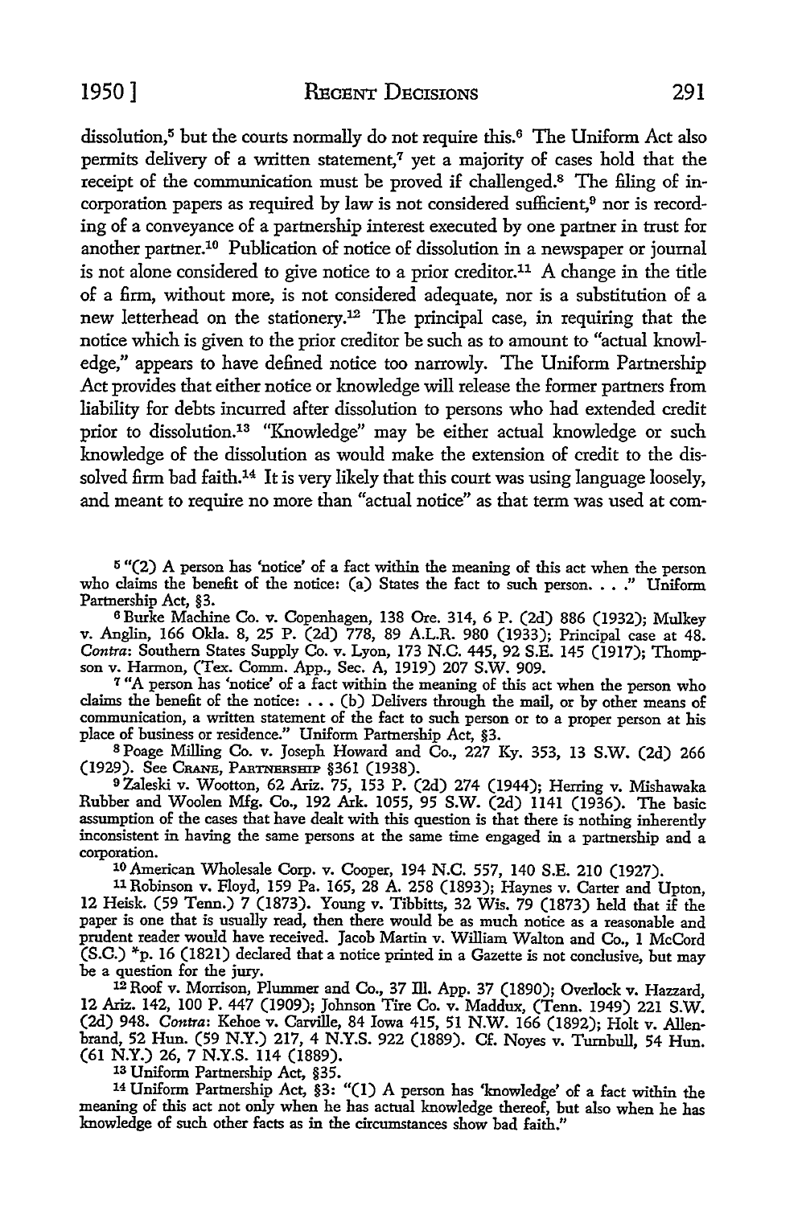dissolution,[5] but the courts normally do not require this.[6] The Uniform Act also permits delivery of a written statement,[7] yet a majority of cases hold that the receipt of the communication must be proved if challenged.[8] The filing of incorporation papers as required by law is not considered sufficient,[9] nor is recording of a conveyance of a partnership interest executed by one partner in trust for another partner.[10] Publication of notice of dissolution in a newspaper or journal is not alone considered to give notice to a prior creditor.[11] A change in the title of a firm, without more, is not considered adequate, nor is a substitution of a new letterhead on the stationery.[12] The principal case, in requiring that the notice which is given to the prior creditor be such as to amount to "actual knowledge," appears to have defined notice too narrowly. The Uniform Partnership Act provides that either notice or knowledge will release the former partners from liability for debts incurred after dissolution to persons who had extended credit prior to dissolution.[13] "Knowledge" may be either actual knowledge or such knowledge of the dissolution as would make the extension of credit to the dissolved firm bad faith.[14] It is very likely that this court was using language loosely, and meant to require no more than "actual notice" as that term was used at com-

---

[5] "(2) A person has 'notice' of a fact within the meaning of this act when the person who claims the benefit of the notice: (a) States the fact to such person. . . ." Uniform Partnership Act, §3.

[6] Burke Machine Co. v. Copenhagen, 138 Ore. 314, 6 P. (2d) 886 (1932); Mulkey v. Anglin, 166 Okla. 8, 25 P. (2d) 778, 89 A.L.R. 980 (1933); Principal case at 48. *Contra*: Southern States Supply Co. v. Lyon, 173 N.C. 445, 92 S.E. 145 (1917); Thompson v. Harmon, (Tex. Comm. App., Sec. A, 1919) 207 S.W. 909.

[7] "A person has 'notice' of a fact within the meaning of this act when the person who claims the benefit of the notice: . . . (b) Delivers through the mail, or by other means of communication, a written statement of the fact to such person or to a proper person at his place of business or residence." Uniform Partnership Act, §3.

[8] Poage Milling Co. v. Joseph Howard and Co., 227 Ky. 353, 13 S.W. (2d) 266 (1929). See CRANE, PARTNERSHIP §361 (1938).

[9] Zaleski v. Wootton, 62 Ariz. 75, 153 P. (2d) 274 (1944); Herring v. Mishawaka Rubber and Woolen Mfg. Co., 192 Ark. 1055, 95 S.W. (2d) 1141 (1936). The basic assumption of the cases that have dealt with this question is that there is nothing inherently inconsistent in having the same persons at the same time engaged in a partnership and a corporation.

[10] American Wholesale Corp. v. Cooper, 194 N.C. 557, 140 S.E. 210 (1927).

[11] Robinson v. Floyd, 159 Pa. 165, 28 A. 258 (1893); Haynes v. Carter and Upton, 12 Heisk. (59 Tenn.) 7 (1873). Young v. Tibbitts, 32 Wis. 79 (1873) held that if the paper is one that is usually read, then there would be as much notice as a reasonable and prudent reader would have received. Jacob Martin v. William Walton and Co., 1 McCord (S.C.) *p. 16 (1821) declared that a notice printed in a Gazette is not conclusive, but may be a question for the jury.

[12] Roof v. Morrison, Plummer and Co., 37 Ill. App. 37 (1890); Overlock v. Hazzard, 12 Ariz. 142, 100 P. 447 (1909); Johnson Tire Co. v. Maddux, (Tenn. 1949) 221 S.W. (2d) 948. *Contra*: Kehoe v. Carville, 84 Iowa 415, 51 N.W. 166 (1892); Holt v. Allenbrand, 52 Hun. (59 N.Y.) 217, 4 N.Y.S. 922 (1889). Cf. Noyes v. Turnbull, 54 Hun. (61 N.Y.) 26, 7 N.Y.S. 114 (1889).

[13] Uniform Partnership Act, §35.

[14] Uniform Partnership Act, §3: "(1) A person has 'knowledge' of a fact within the meaning of this act not only when he has actual knowledge thereof, but also when he has knowledge of such other facts as in the circumstances show bad faith."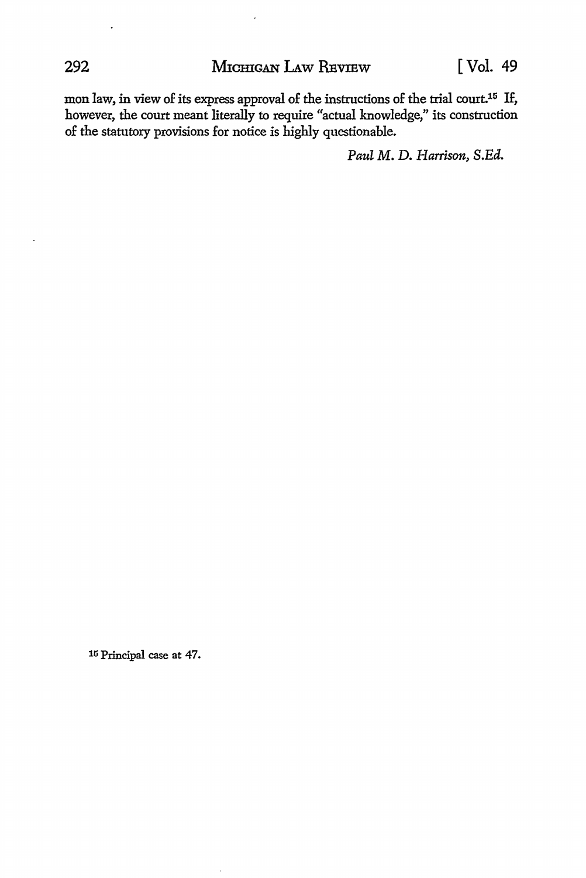mon law, in view of its express approval of the instructions of the trial court.[15] If, however, the court meant literally to require "actual knowledge," its construction of the statutory provisions for notice is highly questionable.

*Paul M. D. Harrison, S.Ed.*

[15] Principal case at 47.